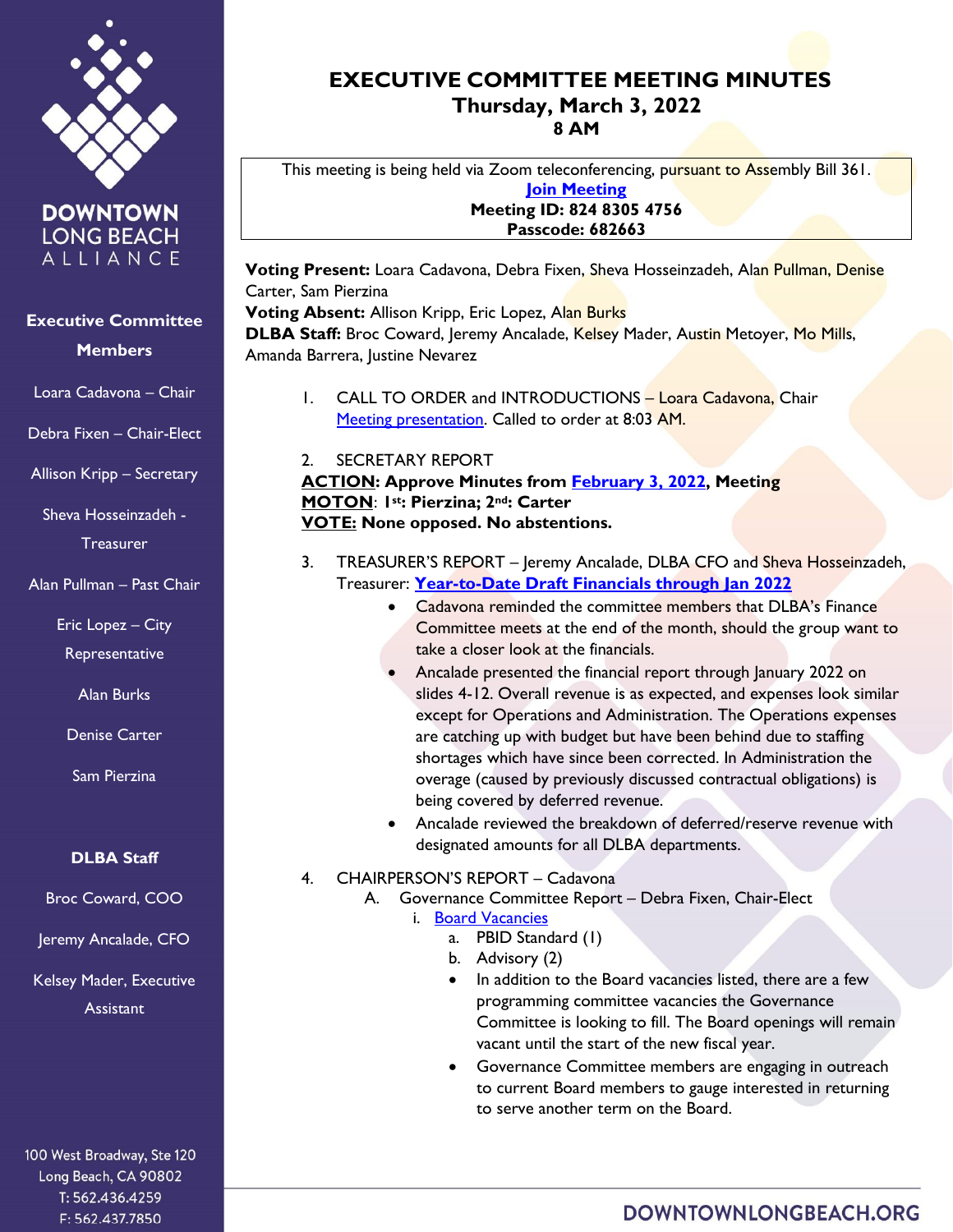# EXECUTIVE COMMITTEE MEETING MINUTES

**Thursday, March 3, 2022**
**8 AM**

This meeting is being held via Zoom teleconferencing, pursuant to Assembly Bill 361.
**Join Meeting**
**Meeting ID: 824 8305 4756**
**Passcode: 682663**

**Voting Present:** Loara Cadavona, Debra Fixen, Sheva Hosseinzadeh, Alan Pullman, Denise Carter, Sam Pierzina
**Voting Absent:** Allison Kripp, Eric Lopez, Alan Burks
**DLBA Staff:** Broc Coward, Jeremy Ancalade, Kelsey Mader, Austin Metoyer, Mo Mills, Amanda Barrera, Justine Nevarez

1. CALL TO ORDER and INTRODUCTIONS – Loara Cadavona, Chair
   Meeting presentation. Called to order at 8:03 AM.

2. SECRETARY REPORT
   **ACTION: Approve Minutes from February 3, 2022, Meeting**
   **MOTON: 1st: Pierzina; 2nd: Carter**
   **VOTE: None opposed. No abstentions.**

3. TREASURER'S REPORT – Jeremy Ancalade, DLBA CFO and Sheva Hosseinzadeh, Treasurer: **Year-to-Date Draft Financials through Jan 2022**
   - Cadavona reminded the committee members that DLBA's Finance Committee meets at the end of the month, should the group want to take a closer look at the financials.
   - Ancalade presented the financial report through January 2022 on slides 4-12. Overall revenue is as expected, and expenses look similar except for Operations and Administration. The Operations expenses are catching up with budget but have been behind due to staffing shortages which have since been corrected. In Administration the overage (caused by previously discussed contractual obligations) is being covered by deferred revenue.
   - Ancalade reviewed the breakdown of deferred/reserve revenue with designated amounts for all DLBA departments.

4. CHAIRPERSON'S REPORT – Cadavona
   A. Governance Committee Report – Debra Fixen, Chair-Elect
      i. Board Vacancies
         a. PBID Standard (1)
         b. Advisory (2)
         - In addition to the Board vacancies listed, there are a few programming committee vacancies the Governance Committee is looking to fill. The Board openings will remain vacant until the start of the new fiscal year.
         - Governance Committee members are engaging in outreach to current Board members to gauge interested in returning to serve another term on the Board.

**DOWNTOWN LONG BEACH ALLIANCE**

**Executive Committee Members**

Loara Cadavona – Chair
Debra Fixen – Chair-Elect
Allison Kripp – Secretary
Sheva Hosseinzadeh - Treasurer
Alan Pullman – Past Chair
Eric Lopez – City Representative
Alan Burks
Denise Carter
Sam Pierzina

**DLBA Staff**

Broc Coward, COO
Jeremy Ancalade, CFO
Kelsey Mader, Executive Assistant

100 West Broadway, Ste 120
Long Beach, CA 90802
T: 562.436.4259
F: 562.437.7850

DOWNTOWNLONGBEACH.ORG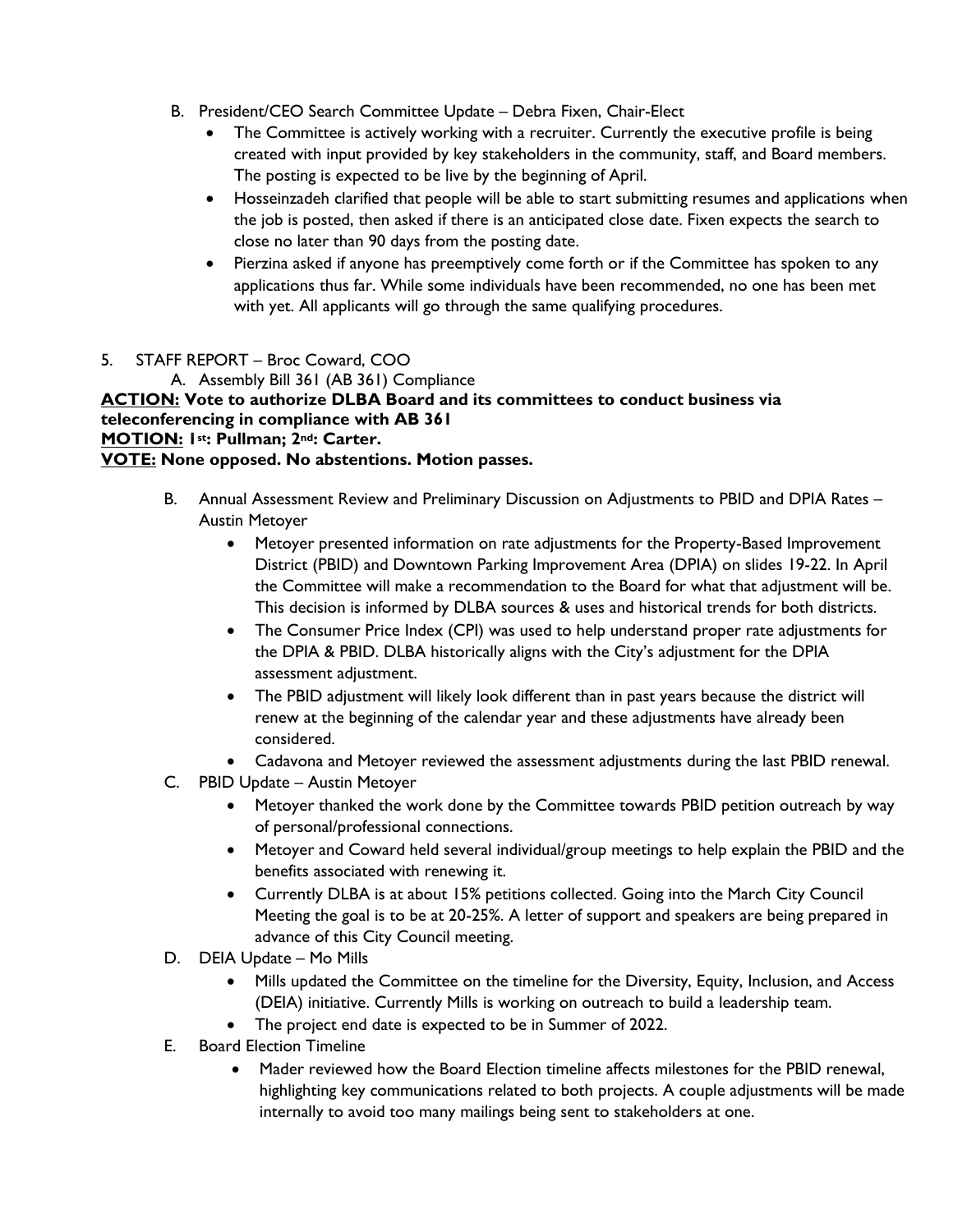B. President/CEO Search Committee Update – Debra Fixen, Chair-Elect

- The Committee is actively working with a recruiter. Currently the executive profile is being created with input provided by key stakeholders in the community, staff, and Board members. The posting is expected to be live by the beginning of April.
- Hosseinzadeh clarified that people will be able to start submitting resumes and applications when the job is posted, then asked if there is an anticipated close date. Fixen expects the search to close no later than 90 days from the posting date.
- Pierzina asked if anyone has preemptively come forth or if the Committee has spoken to any applications thus far. While some individuals have been recommended, no one has been met with yet. All applicants will go through the same qualifying procedures.

5. STAFF REPORT – Broc Coward, COO

A. Assembly Bill 361 (AB 361) Compliance

**ACTION: Vote to authorize DLBA Board and its committees to conduct business via teleconferencing in compliance with AB 361**
**MOTION: 1st: Pullman; 2nd: Carter.**
**VOTE: None opposed. No abstentions. Motion passes.**

B. Annual Assessment Review and Preliminary Discussion on Adjustments to PBID and DPIA Rates – Austin Metoyer

- Metoyer presented information on rate adjustments for the Property-Based Improvement District (PBID) and Downtown Parking Improvement Area (DPIA) on slides 19-22. In April the Committee will make a recommendation to the Board for what that adjustment will be. This decision is informed by DLBA sources & uses and historical trends for both districts.
- The Consumer Price Index (CPI) was used to help understand proper rate adjustments for the DPIA & PBID. DLBA historically aligns with the City's adjustment for the DPIA assessment adjustment.
- The PBID adjustment will likely look different than in past years because the district will renew at the beginning of the calendar year and these adjustments have already been considered.
- Cadavona and Metoyer reviewed the assessment adjustments during the last PBID renewal.

C. PBID Update – Austin Metoyer

- Metoyer thanked the work done by the Committee towards PBID petition outreach by way of personal/professional connections.
- Metoyer and Coward held several individual/group meetings to help explain the PBID and the benefits associated with renewing it.
- Currently DLBA is at about 15% petitions collected. Going into the March City Council Meeting the goal is to be at 20-25%. A letter of support and speakers are being prepared in advance of this City Council meeting.

D. DEIA Update – Mo Mills

- Mills updated the Committee on the timeline for the Diversity, Equity, Inclusion, and Access (DEIA) initiative. Currently Mills is working on outreach to build a leadership team.
- The project end date is expected to be in Summer of 2022.

E. Board Election Timeline

- Mader reviewed how the Board Election timeline affects milestones for the PBID renewal, highlighting key communications related to both projects. A couple adjustments will be made internally to avoid too many mailings being sent to stakeholders at one.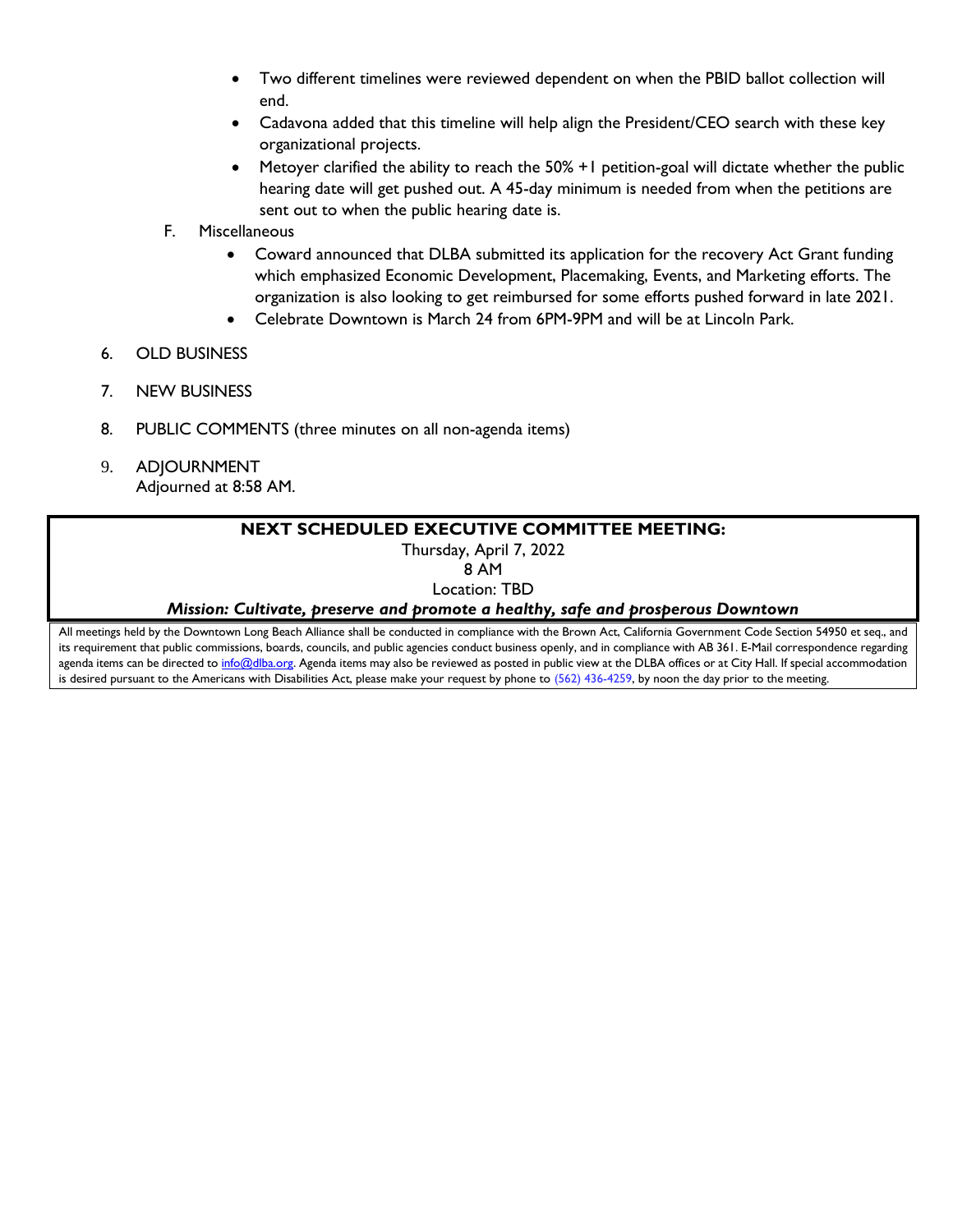- Two different timelines were reviewed dependent on when the PBID ballot collection will end.
- Cadavona added that this timeline will help align the President/CEO search with these key organizational projects.
- Metoyer clarified the ability to reach the 50% +1 petition-goal will dictate whether the public hearing date will get pushed out. A 45-day minimum is needed from when the petitions are sent out to when the public hearing date is.

F. Miscellaneous

- Coward announced that DLBA submitted its application for the recovery Act Grant funding which emphasized Economic Development, Placemaking, Events, and Marketing efforts. The organization is also looking to get reimbursed for some efforts pushed forward in late 2021.
- Celebrate Downtown is March 24 from 6PM-9PM and will be at Lincoln Park.

6. OLD BUSINESS

7. NEW BUSINESS

8. PUBLIC COMMENTS (three minutes on all non-agenda items)

9. ADJOURNMENT
   Adjourned at 8:58 AM.

**NEXT SCHEDULED EXECUTIVE COMMITTEE MEETING:**

Thursday, April 7, 2022

8 AM

Location: TBD

***Mission: Cultivate, preserve and promote a healthy, safe and prosperous Downtown***

All meetings held by the Downtown Long Beach Alliance shall be conducted in compliance with the Brown Act, California Government Code Section 54950 et seq., and its requirement that public commissions, boards, councils, and public agencies conduct business openly, and in compliance with AB 361. E-Mail correspondence regarding agenda items can be directed to info@dlba.org. Agenda items may also be reviewed as posted in public view at the DLBA offices or at City Hall. If special accommodation is desired pursuant to the Americans with Disabilities Act, please make your request by phone to (562) 436-4259, by noon the day prior to the meeting.